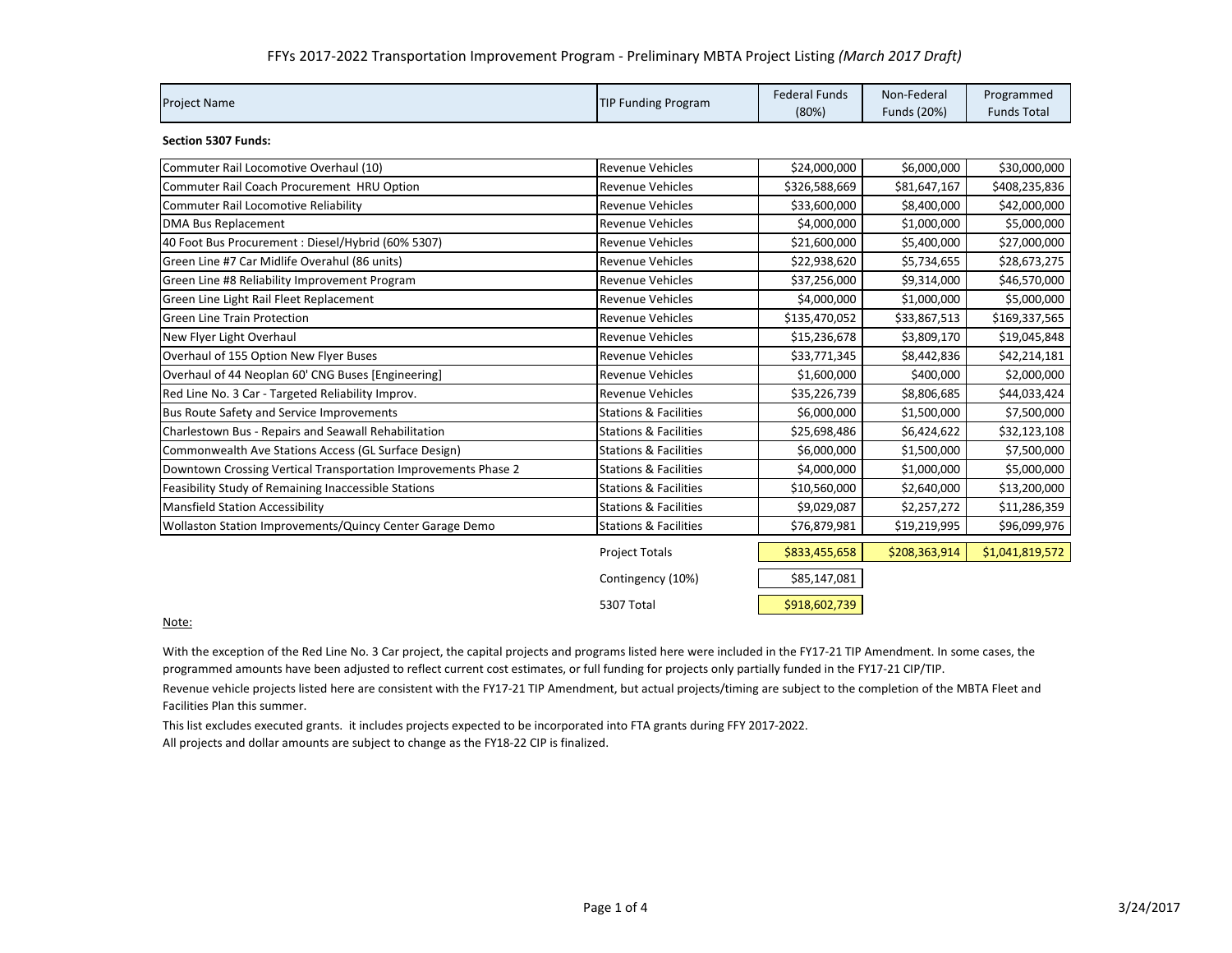# FFYs 2017-2022 Transportation Improvement Program - Preliminary MBTA Project Listing *(March 2017 Draft)*

| Project Name | TIP Funding Program | Federal Funds (80%) | Non-Federal Funds (20%) | Programmed Funds Total |
|---|---|---|---|---|
| **Section 5307 Funds:** | | | | |
| Commuter Rail Locomotive Overhaul (10) | Revenue Vehicles | $24,000,000 | $6,000,000 | $30,000,000 |
| Commuter Rail Coach Procurement HRU Option | Revenue Vehicles | $326,588,669 | $81,647,167 | $408,235,836 |
| Commuter Rail Locomotive Reliability | Revenue Vehicles | $33,600,000 | $8,400,000 | $42,000,000 |
| DMA Bus Replacement | Revenue Vehicles | $4,000,000 | $1,000,000 | $5,000,000 |
| 40 Foot Bus Procurement : Diesel/Hybrid (60% 5307) | Revenue Vehicles | $21,600,000 | $5,400,000 | $27,000,000 |
| Green Line #7 Car Midlife Overahul (86 units) | Revenue Vehicles | $22,938,620 | $5,734,655 | $28,673,275 |
| Green Line #8 Reliability Improvement Program | Revenue Vehicles | $37,256,000 | $9,314,000 | $46,570,000 |
| Green Line Light Rail Fleet Replacement | Revenue Vehicles | $4,000,000 | $1,000,000 | $5,000,000 |
| Green Line Train Protection | Revenue Vehicles | $135,470,052 | $33,867,513 | $169,337,565 |
| New Flyer Light Overhaul | Revenue Vehicles | $15,236,678 | $3,809,170 | $19,045,848 |
| Overhaul of 155 Option New Flyer Buses | Revenue Vehicles | $33,771,345 | $8,442,836 | $42,214,181 |
| Overhaul of 44 Neoplan 60' CNG Buses [Engineering] | Revenue Vehicles | $1,600,000 | $400,000 | $2,000,000 |
| Red Line No. 3 Car - Targeted Reliability Improv. | Revenue Vehicles | $35,226,739 | $8,806,685 | $44,033,424 |
| Bus Route Safety and Service Improvements | Stations & Facilities | $6,000,000 | $1,500,000 | $7,500,000 |
| Charlestown Bus - Repairs and Seawall Rehabilitation | Stations & Facilities | $25,698,486 | $6,424,622 | $32,123,108 |
| Commonwealth Ave Stations Access (GL Surface Design) | Stations & Facilities | $6,000,000 | $1,500,000 | $7,500,000 |
| Downtown Crossing Vertical Transportation Improvements Phase 2 | Stations & Facilities | $4,000,000 | $1,000,000 | $5,000,000 |
| Feasibility Study of Remaining Inaccessible Stations | Stations & Facilities | $10,560,000 | $2,640,000 | $13,200,000 |
| Mansfield Station Accessibility | Stations & Facilities | $9,029,087 | $2,257,272 | $11,286,359 |
| Wollaston Station Improvements/Quincy Center Garage Demo | Stations & Facilities | $76,879,981 | $19,219,995 | $96,099,976 |
| | Project Totals | $833,455,658 | $208,363,914 | $1,041,819,572 |
| | Contingency (10%) | $85,147,081 | | |
| | 5307 Total | $918,602,739 | | |

Note:

With the exception of the Red Line No. 3 Car project, the capital projects and programs listed here were included in the FY17-21 TIP Amendment. In some cases, the programmed amounts have been adjusted to reflect current cost estimates, or full funding for projects only partially funded in the FY17-21 CIP/TIP.

Revenue vehicle projects listed here are consistent with the FY17-21 TIP Amendment, but actual projects/timing are subject to the completion of the MBTA Fleet and Facilities Plan this summer.

This list excludes executed grants. it includes projects expected to be incorporated into FTA grants during FFY 2017-2022.

All projects and dollar amounts are subject to change as the FY18-22 CIP is finalized.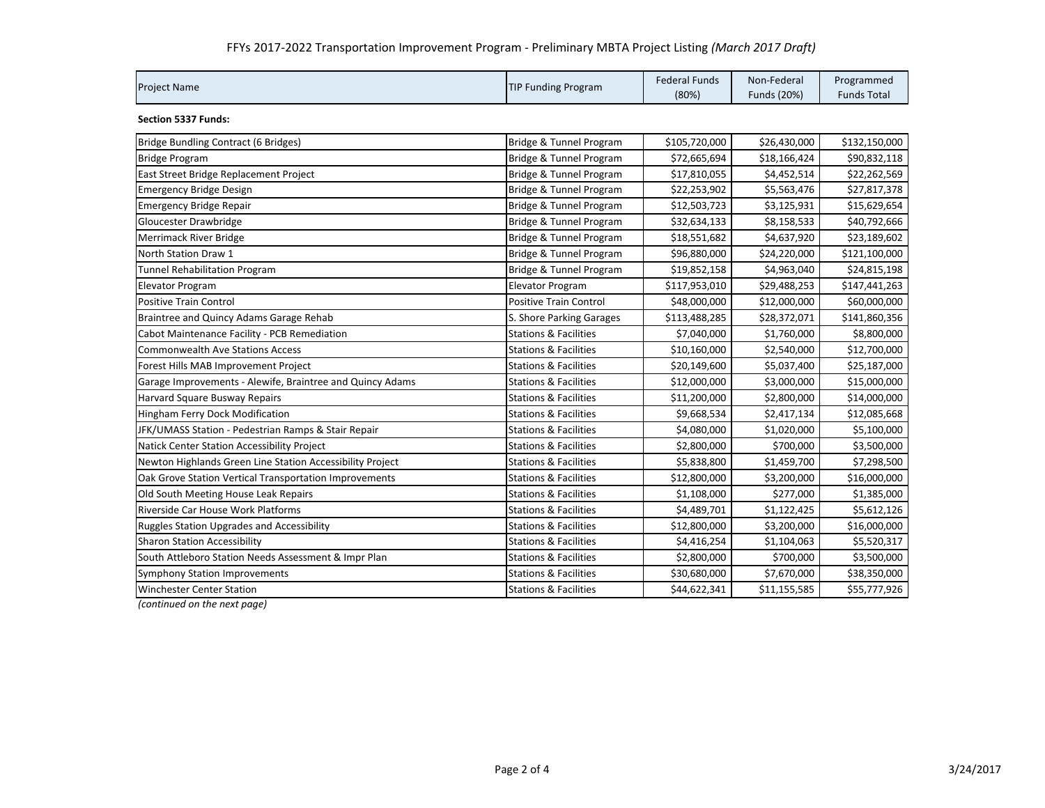# FFYs 2017-2022 Transportation Improvement Program - Preliminary MBTA Project Listing *(March 2017 Draft)*

| Project Name | TIP Funding Program | Federal Funds (80%) | Non-Federal Funds (20%) | Programmed Funds Total |
|---|---|---|---|---|
| **Section 5337 Funds:** | | | | |
| Bridge Bundling Contract (6 Bridges) | Bridge & Tunnel Program | $105,720,000 | $26,430,000 | $132,150,000 |
| Bridge Program | Bridge & Tunnel Program | $72,665,694 | $18,166,424 | $90,832,118 |
| East Street Bridge Replacement Project | Bridge & Tunnel Program | $17,810,055 | $4,452,514 | $22,262,569 |
| Emergency Bridge Design | Bridge & Tunnel Program | $22,253,902 | $5,563,476 | $27,817,378 |
| Emergency Bridge Repair | Bridge & Tunnel Program | $12,503,723 | $3,125,931 | $15,629,654 |
| Gloucester Drawbridge | Bridge & Tunnel Program | $32,634,133 | $8,158,533 | $40,792,666 |
| Merrimack River Bridge | Bridge & Tunnel Program | $18,551,682 | $4,637,920 | $23,189,602 |
| North Station Draw 1 | Bridge & Tunnel Program | $96,880,000 | $24,220,000 | $121,100,000 |
| Tunnel Rehabilitation Program | Bridge & Tunnel Program | $19,852,158 | $4,963,040 | $24,815,198 |
| Elevator Program | Elevator Program | $117,953,010 | $29,488,253 | $147,441,263 |
| Positive Train Control | Positive Train Control | $48,000,000 | $12,000,000 | $60,000,000 |
| Braintree and Quincy Adams Garage Rehab | S. Shore Parking Garages | $113,488,285 | $28,372,071 | $141,860,356 |
| Cabot Maintenance Facility - PCB Remediation | Stations & Facilities | $7,040,000 | $1,760,000 | $8,800,000 |
| Commonwealth Ave Stations Access | Stations & Facilities | $10,160,000 | $2,540,000 | $12,700,000 |
| Forest Hills MAB Improvement Project | Stations & Facilities | $20,149,600 | $5,037,400 | $25,187,000 |
| Garage Improvements - Alewife, Braintree and Quincy Adams | Stations & Facilities | $12,000,000 | $3,000,000 | $15,000,000 |
| Harvard Square Busway Repairs | Stations & Facilities | $11,200,000 | $2,800,000 | $14,000,000 |
| Hingham Ferry Dock Modification | Stations & Facilities | $9,668,534 | $2,417,134 | $12,085,668 |
| JFK/UMASS Station - Pedestrian Ramps & Stair Repair | Stations & Facilities | $4,080,000 | $1,020,000 | $5,100,000 |
| Natick Center Station Accessibility Project | Stations & Facilities | $2,800,000 | $700,000 | $3,500,000 |
| Newton Highlands Green Line Station Accessibility Project | Stations & Facilities | $5,838,800 | $1,459,700 | $7,298,500 |
| Oak Grove Station Vertical Transportation Improvements | Stations & Facilities | $12,800,000 | $3,200,000 | $16,000,000 |
| Old South Meeting House Leak Repairs | Stations & Facilities | $1,108,000 | $277,000 | $1,385,000 |
| Riverside Car House Work Platforms | Stations & Facilities | $4,489,701 | $1,122,425 | $5,612,126 |
| Ruggles Station Upgrades and Accessibility | Stations & Facilities | $12,800,000 | $3,200,000 | $16,000,000 |
| Sharon Station Accessibility | Stations & Facilities | $4,416,254 | $1,104,063 | $5,520,317 |
| South Attleboro Station Needs Assessment & Impr Plan | Stations & Facilities | $2,800,000 | $700,000 | $3,500,000 |
| Symphony Station Improvements | Stations & Facilities | $30,680,000 | $7,670,000 | $38,350,000 |
| Winchester Center Station | Stations & Facilities | $44,622,341 | $11,155,585 | $55,777,926 |

*(continued on the next page)*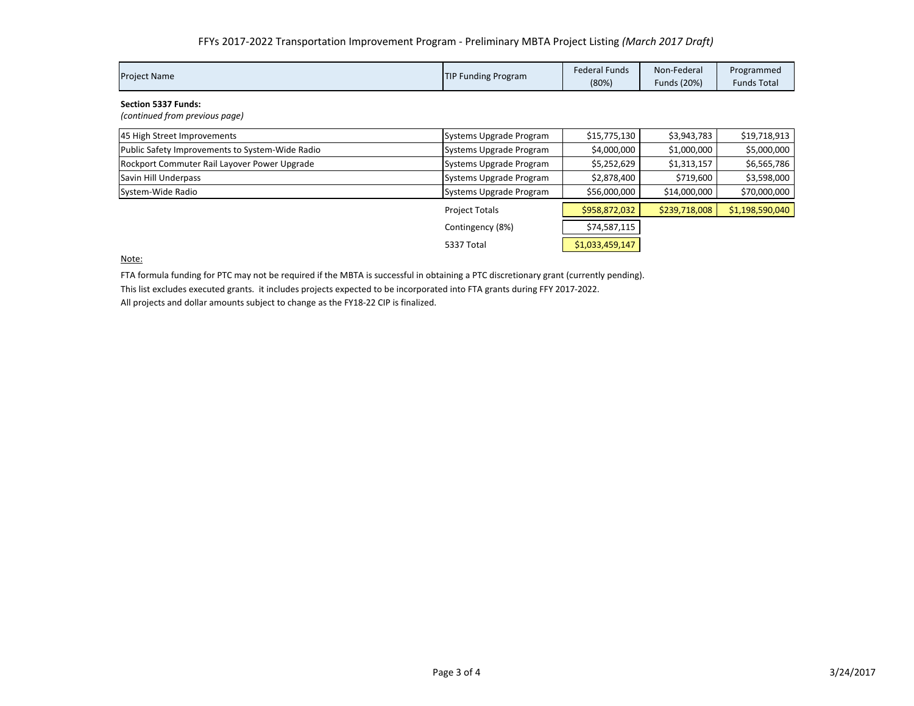## FFYs 2017-2022 Transportation Improvement Program - Preliminary MBTA Project Listing *(March 2017 Draft)*

| Project Name | TIP Funding Program | Federal Funds (80%) | Non-Federal Funds (20%) | Programmed Funds Total |
|---|---|---|---|---|
| **Section 5337 Funds:** *(continued from previous page)* | | | | |
| 45 High Street Improvements | Systems Upgrade Program | $15,775,130 | $3,943,783 | $19,718,913 |
| Public Safety Improvements to System-Wide Radio | Systems Upgrade Program | $4,000,000 | $1,000,000 | $5,000,000 |
| Rockport Commuter Rail Layover Power Upgrade | Systems Upgrade Program | $5,252,629 | $1,313,157 | $6,565,786 |
| Savin Hill Underpass | Systems Upgrade Program | $2,878,400 | $719,600 | $3,598,000 |
| System-Wide Radio | Systems Upgrade Program | $56,000,000 | $14,000,000 | $70,000,000 |
| | Project Totals | $958,872,032 | $239,718,008 | $1,198,590,040 |
| | Contingency (8%) | $74,587,115 | | |
| | 5337 Total | $1,033,459,147 | | |

Note:

FTA formula funding for PTC may not be required if the MBTA is successful in obtaining a PTC discretionary grant (currently pending).

This list excludes executed grants. it includes projects expected to be incorporated into FTA grants during FFY 2017-2022.

All projects and dollar amounts subject to change as the FY18-22 CIP is finalized.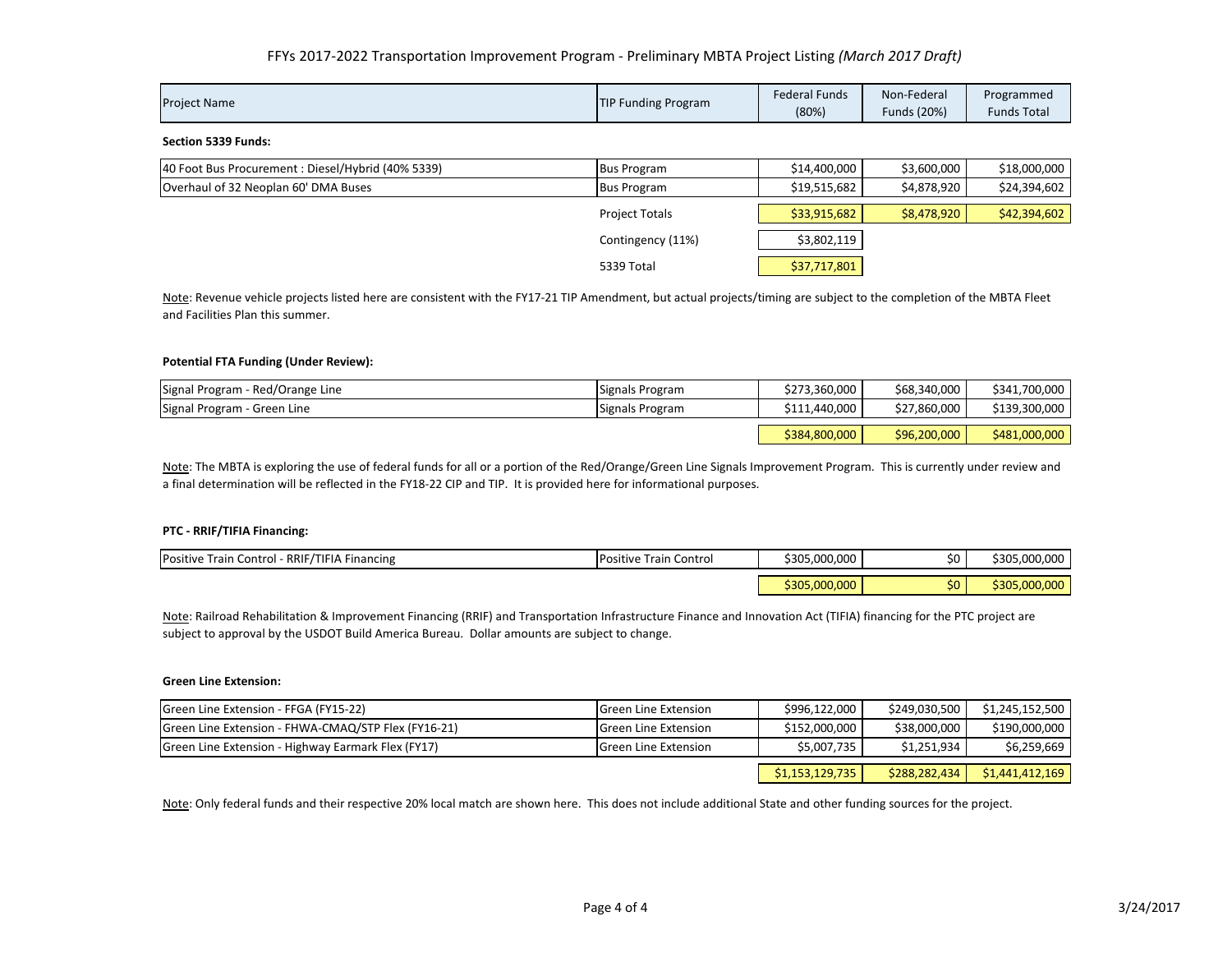# FFYs 2017-2022 Transportation Improvement Program - Preliminary MBTA Project Listing *(March 2017 Draft)*

| Project Name | TIP Funding Program | Federal Funds (80%) | Non-Federal Funds (20%) | Programmed Funds Total |
|---|---|---|---|---|
| **Section 5339 Funds:** | | | | |
| 40 Foot Bus Procurement : Diesel/Hybrid (40% 5339) | Bus Program | $14,400,000 | $3,600,000 | $18,000,000 |
| Overhaul of 32 Neoplan 60' DMA Buses | Bus Program | $19,515,682 | $4,878,920 | $24,394,602 |
| | Project Totals | $33,915,682 | $8,478,920 | $42,394,602 |
| | Contingency (11%) | $3,802,119 | | |
| | 5339 Total | $37,717,801 | | |

Note: Revenue vehicle projects listed here are consistent with the FY17-21 TIP Amendment, but actual projects/timing are subject to the completion of the MBTA Fleet and Facilities Plan this summer.

**Potential FTA Funding (Under Review):**

| Project Name | TIP Funding Program | Federal Funds (80%) | Non-Federal Funds (20%) | Programmed Funds Total |
|---|---|---|---|---|
| Signal Program - Red/Orange Line | Signals Program | $273,360,000 | $68,340,000 | $341,700,000 |
| Signal Program - Green Line | Signals Program | $111,440,000 | $27,860,000 | $139,300,000 |
| | | $384,800,000 | $96,200,000 | $481,000,000 |

Note: The MBTA is exploring the use of federal funds for all or a portion of the Red/Orange/Green Line Signals Improvement Program. This is currently under review and a final determination will be reflected in the FY18-22 CIP and TIP. It is provided here for informational purposes.

**PTC - RRIF/TIFIA Financing:**

| Project Name | TIP Funding Program | Federal Funds (80%) | Non-Federal Funds (20%) | Programmed Funds Total |
|---|---|---|---|---|
| Positive Train Control - RRIF/TIFIA Financing | Positive Train Control | $305,000,000 | $0 | $305,000,000 |
| | | $305,000,000 | $0 | $305,000,000 |

Note: Railroad Rehabilitation & Improvement Financing (RRIF) and Transportation Infrastructure Finance and Innovation Act (TIFIA) financing for the PTC project are subject to approval by the USDOT Build America Bureau. Dollar amounts are subject to change.

**Green Line Extension:**

| Project Name | TIP Funding Program | Federal Funds (80%) | Non-Federal Funds (20%) | Programmed Funds Total |
|---|---|---|---|---|
| Green Line Extension - FFGA (FY15-22) | Green Line Extension | $996,122,000 | $249,030,500 | $1,245,152,500 |
| Green Line Extension - FHWA-CMAQ/STP Flex (FY16-21) | Green Line Extension | $152,000,000 | $38,000,000 | $190,000,000 |
| Green Line Extension - Highway Earmark Flex (FY17) | Green Line Extension | $5,007,735 | $1,251,934 | $6,259,669 |
| | | $1,153,129,735 | $288,282,434 | $1,441,412,169 |

Note: Only federal funds and their respective 20% local match are shown here. This does not include additional State and other funding sources for the project.